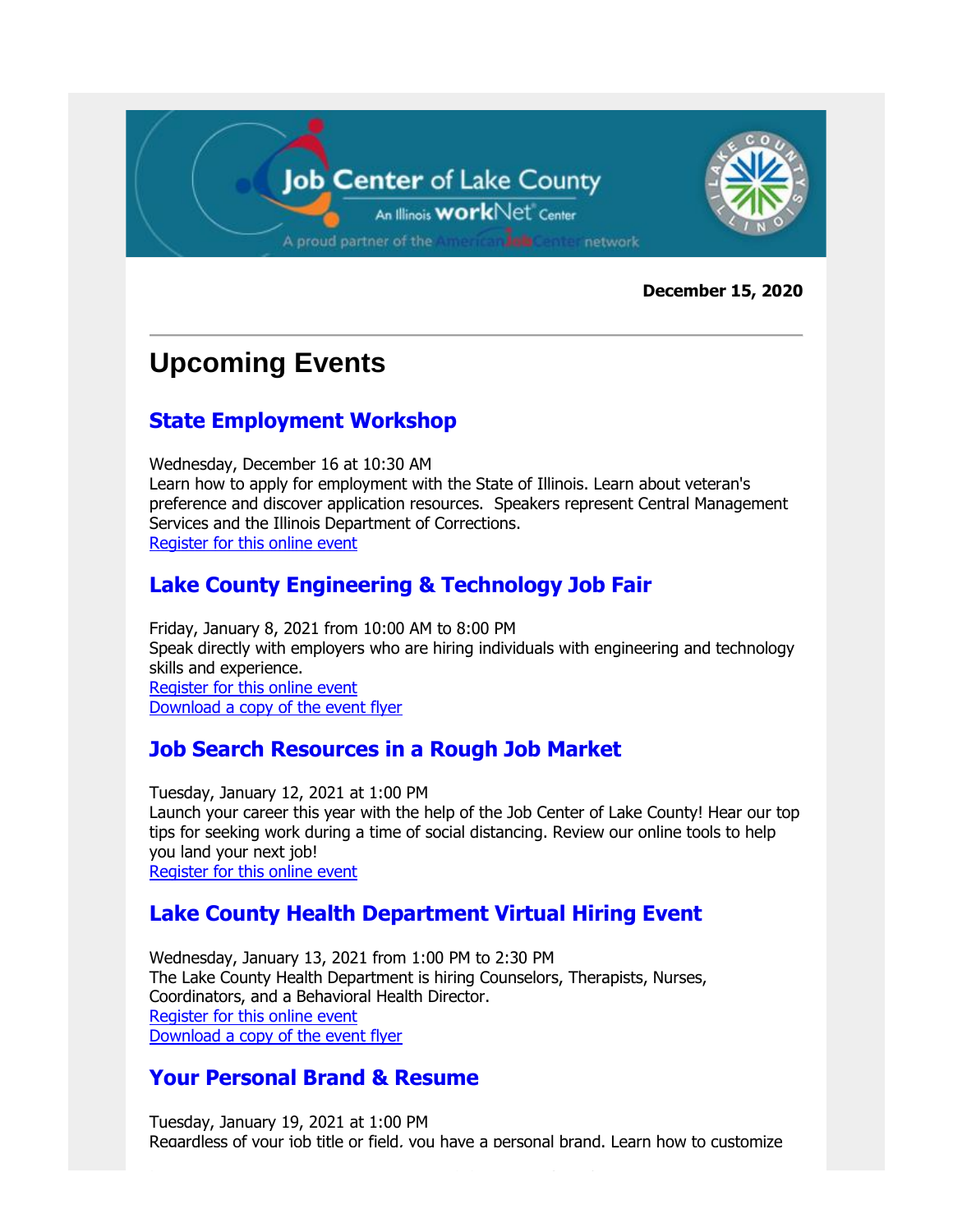Job Center of Lake County

An Illinois workNet Center

A proud partner of the AmericanJobCenter network

**December 15, 2020**

---

# Upcoming Events

## State Employment Workshop

Wednesday, December 16 at 10:30 AM
Learn how to apply for employment with the State of Illinois. Learn about veteran's preference and discover application resources. Speakers represent Central Management Services and the Illinois Department of Corrections.
Register for this online event

## Lake County Engineering & Technology Job Fair

Friday, January 8, 2021 from 10:00 AM to 8:00 PM
Speak directly with employers who are hiring individuals with engineering and technology skills and experience.
Register for this online event
Download a copy of the event flyer

## Job Search Resources in a Rough Job Market

Tuesday, January 12, 2021 at 1:00 PM
Launch your career this year with the help of the Job Center of Lake County! Hear our top tips for seeking work during a time of social distancing. Review our online tools to help you land your next job!
Register for this online event

## Lake County Health Department Virtual Hiring Event

Wednesday, January 13, 2021 from 1:00 PM to 2:30 PM
The Lake County Health Department is hiring Counselors, Therapists, Nurses, Coordinators, and a Behavioral Health Director.
Register for this online event
Download a copy of the event flyer

## Your Personal Brand & Resume

Tuesday, January 19, 2021 at 1:00 PM
Regardless of your job title or field, you have a personal brand. Learn how to customize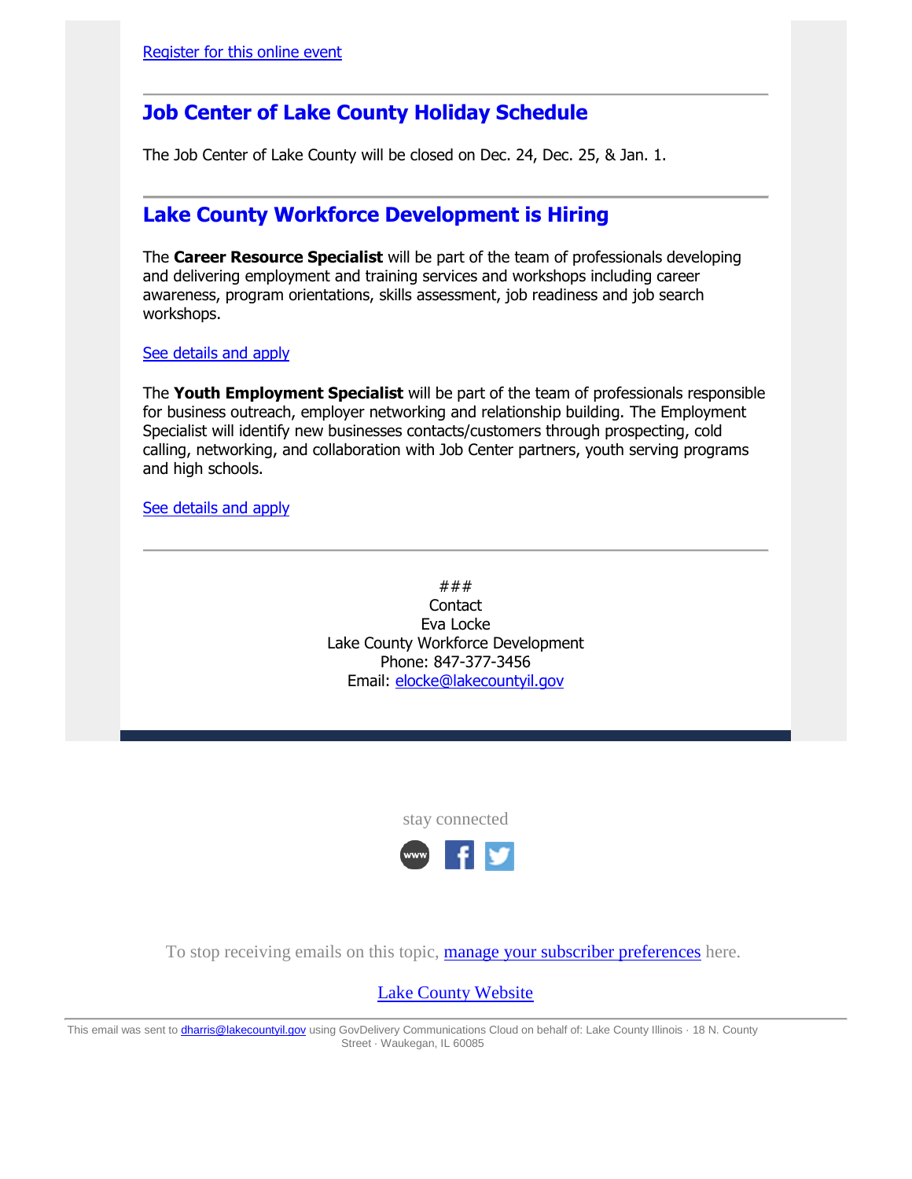[Register for this online event]

## Job Center of Lake County Holiday Schedule

The Job Center of Lake County will be closed on Dec. 24, Dec. 25, & Jan. 1.

## Lake County Workforce Development is Hiring

The **Career Resource Specialist** will be part of the team of professionals developing and delivering employment and training services and workshops including career awareness, program orientations, skills assessment, job readiness and job search workshops.

[See details and apply]

The **Youth Employment Specialist** will be part of the team of professionals responsible for business outreach, employer networking and relationship building. The Employment Specialist will identify new businesses contacts/customers through prospecting, cold calling, networking, and collaboration with Job Center partners, youth serving programs and high schools.

[See details and apply]

###
Contact
Eva Locke
Lake County Workforce Development
Phone: 847-377-3456
Email: elocke@lakecountyil.gov

stay connected

To stop receiving emails on this topic, manage your subscriber preferences here.

Lake County Website

This email was sent to dharris@lakecountyil.gov using GovDelivery Communications Cloud on behalf of: Lake County Illinois · 18 N. County Street · Waukegan, IL 60085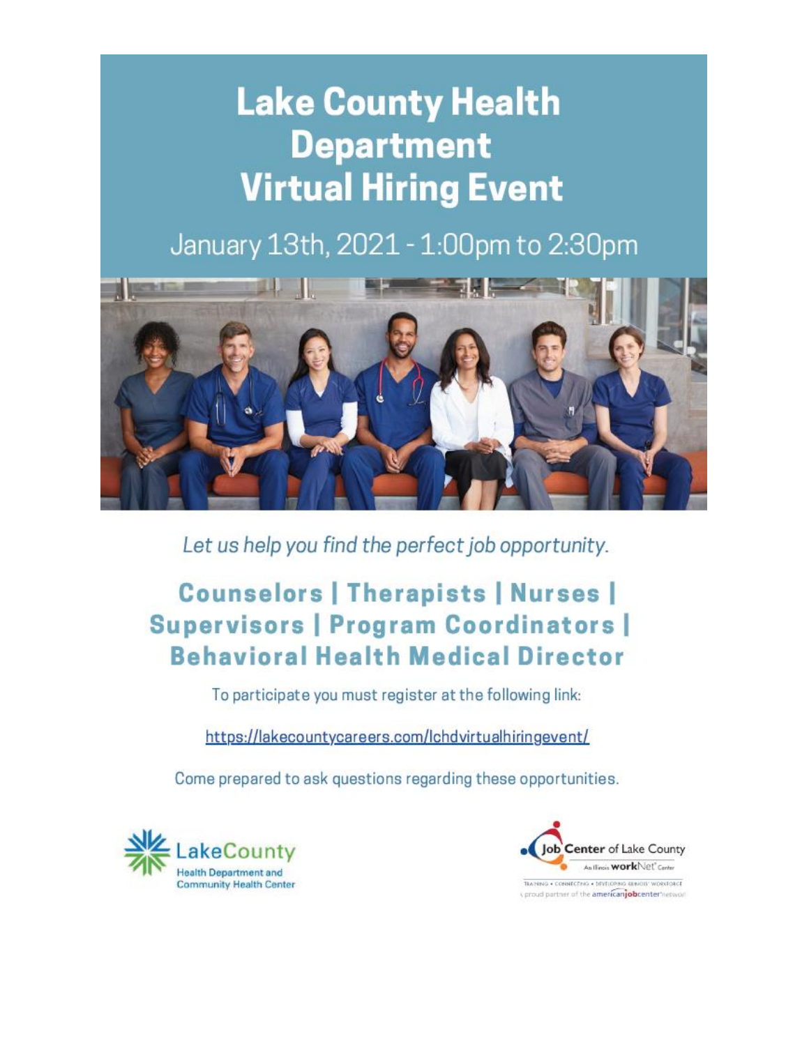# Lake County Health Department Virtual Hiring Event

## January 13th, 2021 - 1:00pm to 2:30pm

*Let us help you find the perfect job opportunity.*

## Counselors | Therapists | Nurses | Supervisors | Program Coordinators | Behavioral Health Medical Director

To participate you must register at the following link:

https://lakecountycareers.com/lchdvirtualhiringevent/

Come prepared to ask questions regarding these opportunities.

LakeCounty Health Department and Community Health Center

Job Center of Lake County
An Illinois workNet Center
Training • Connecting • Developing Illinois' Workforce
A proud partner of the americanjobcenter network